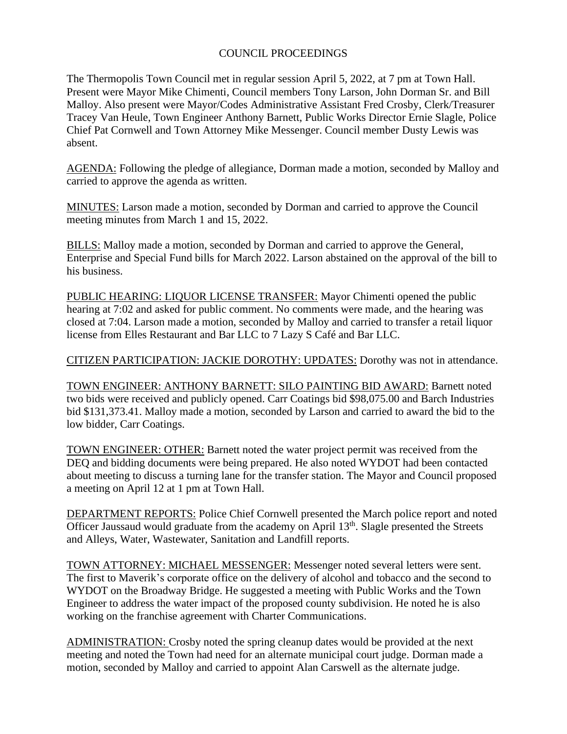# COUNCIL PROCEEDINGS

The Thermopolis Town Council met in regular session April 5, 2022, at 7 pm at Town Hall. Present were Mayor Mike Chimenti, Council members Tony Larson, John Dorman Sr. and Bill Malloy. Also present were Mayor/Codes Administrative Assistant Fred Crosby, Clerk/Treasurer Tracey Van Heule, Town Engineer Anthony Barnett, Public Works Director Ernie Slagle, Police Chief Pat Cornwell and Town Attorney Mike Messenger. Council member Dusty Lewis was absent.

<u>AGENDA:</u> Following the pledge of allegiance, Dorman made a motion, seconded by Malloy and carried to approve the agenda as written.

<u>MINUTES:</u> Larson made a motion, seconded by Dorman and carried to approve the Council meeting minutes from March 1 and 15, 2022.

<u>BILLS:</u> Malloy made a motion, seconded by Dorman and carried to approve the General, Enterprise and Special Fund bills for March 2022. Larson abstained on the approval of the bill to his business.

<u>PUBLIC HEARING: LIQUOR LICENSE TRANSFER:</u> Mayor Chimenti opened the public hearing at 7:02 and asked for public comment. No comments were made, and the hearing was closed at 7:04. Larson made a motion, seconded by Malloy and carried to transfer a retail liquor license from Elles Restaurant and Bar LLC to 7 Lazy S Café and Bar LLC.

<u>CITIZEN PARTICIPATION: JACKIE DOROTHY: UPDATES:</u> Dorothy was not in attendance.

<u>TOWN ENGINEER: ANTHONY BARNETT: SILO PAINTING BID AWARD:</u> Barnett noted two bids were received and publicly opened. Carr Coatings bid $98,075.00 and Barch Industries bid $131,373.41. Malloy made a motion, seconded by Larson and carried to award the bid to the low bidder, Carr Coatings.

<u>TOWN ENGINEER: OTHER:</u> Barnett noted the water project permit was received from the DEQ and bidding documents were being prepared. He also noted WYDOT had been contacted about meeting to discuss a turning lane for the transfer station. The Mayor and Council proposed a meeting on April 12 at 1 pm at Town Hall.

<u>DEPARTMENT REPORTS:</u> Police Chief Cornwell presented the March police report and noted Officer Jaussaud would graduate from the academy on April 13th. Slagle presented the Streets and Alleys, Water, Wastewater, Sanitation and Landfill reports.

<u>TOWN ATTORNEY: MICHAEL MESSENGER:</u> Messenger noted several letters were sent. The first to Maverik's corporate office on the delivery of alcohol and tobacco and the second to WYDOT on the Broadway Bridge. He suggested a meeting with Public Works and the Town Engineer to address the water impact of the proposed county subdivision. He noted he is also working on the franchise agreement with Charter Communications.

<u>ADMINISTRATION:</u> Crosby noted the spring cleanup dates would be provided at the next meeting and noted the Town had need for an alternate municipal court judge. Dorman made a motion, seconded by Malloy and carried to appoint Alan Carswell as the alternate judge.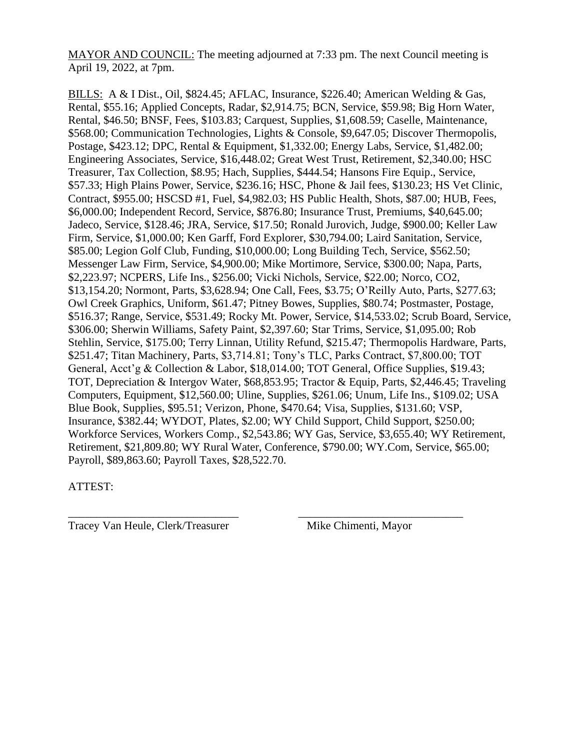<u>MAYOR AND COUNCIL:</u> The meeting adjourned at 7:33 pm. The next Council meeting is April 19, 2022, at 7pm.

<u>BILLS:</u> A & I Dist., Oil, $824.45; AFLAC, Insurance, $226.40; American Welding & Gas, Rental, $55.16; Applied Concepts, Radar, $2,914.75; BCN, Service, $59.98; Big Horn Water, Rental, $46.50; BNSF, Fees, $103.83; Carquest, Supplies, $1,608.59; Caselle, Maintenance, $568.00; Communication Technologies, Lights & Console, $9,647.05; Discover Thermopolis, Postage, $423.12; DPC, Rental & Equipment, $1,332.00; Energy Labs, Service, $1,482.00; Engineering Associates, Service, $16,448.02; Great West Trust, Retirement, $2,340.00; HSC Treasurer, Tax Collection, $8.95; Hach, Supplies, $444.54; Hansons Fire Equip., Service, $57.33; High Plains Power, Service, $236.16; HSC, Phone & Jail fees, $130.23; HS Vet Clinic, Contract, $955.00; HSCSD #1, Fuel, $4,982.03; HS Public Health, Shots, $87.00; HUB, Fees, $6,000.00; Independent Record, Service, $876.80; Insurance Trust, Premiums, $40,645.00; Jadeco, Service, $128.46; JRA, Service, $17.50; Ronald Jurovich, Judge, $900.00; Keller Law Firm, Service, $1,000.00; Ken Garff, Ford Explorer, $30,794.00; Laird Sanitation, Service, $85.00; Legion Golf Club, Funding, $10,000.00; Long Building Tech, Service, $562.50; Messenger Law Firm, Service, $4,900.00; Mike Mortimore, Service, $300.00; Napa, Parts, $2,223.97; NCPERS, Life Ins., $256.00; Vicki Nichols, Service, $22.00; Norco, CO2, $13,154.20; Normont, Parts, $3,628.94; One Call, Fees, $3.75; O'Reilly Auto, Parts, $277.63; Owl Creek Graphics, Uniform, $61.47; Pitney Bowes, Supplies, $80.74; Postmaster, Postage, $516.37; Range, Service, $531.49; Rocky Mt. Power, Service, $14,533.02; Scrub Board, Service, $306.00; Sherwin Williams, Safety Paint, $2,397.60; Star Trims, Service, $1,095.00; Rob Stehlin, Service, $175.00; Terry Linnan, Utility Refund, $215.47; Thermopolis Hardware, Parts, $251.47; Titan Machinery, Parts, $3,714.81; Tony's TLC, Parks Contract, $7,800.00; TOT General, Acct'g & Collection & Labor, $18,014.00; TOT General, Office Supplies, $19.43; TOT, Depreciation & Intergov Water, $68,853.95; Tractor & Equip, Parts, $2,446.45; Traveling Computers, Equipment, $12,560.00; Uline, Supplies, $261.06; Unum, Life Ins., $109.02; USA Blue Book, Supplies, $95.51; Verizon, Phone, $470.64; Visa, Supplies, $131.60; VSP, Insurance, $382.44; WYDOT, Plates, $2.00; WY Child Support, Child Support, $250.00; Workforce Services, Workers Comp., $2,543.86; WY Gas, Service, $3,655.40; WY Retirement, Retirement, $21,809.80; WY Rural Water, Conference, $790.00; WY.Com, Service, $65.00; Payroll, $89,863.60; Payroll Taxes, $28,522.70.

ATTEST:

______________________________ ______________________________

Tracey Van Heule, Clerk/Treasurer Mike Chimenti, Mayor